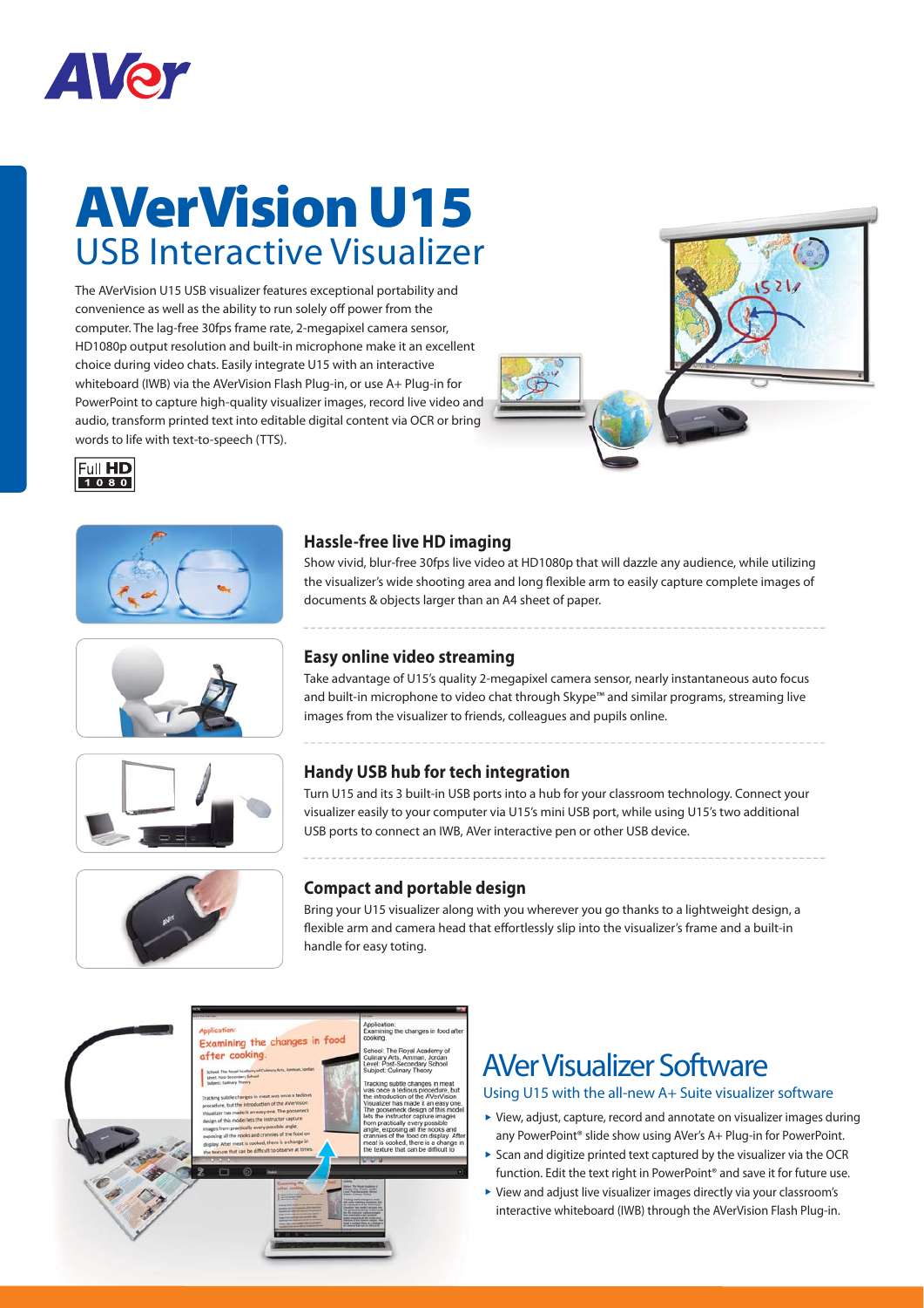# AVerVision U15

## USB Interactive Visualizer

The AVerVision U15 USB visualizer features exceptional portability and convenience as well as the ability to run solely off power from the computer. The lag-free 30fps frame rate, 2-megapixel camera sensor, HD1080p output resolution and built-in microphone make it an excellent choice during video chats. Easily integrate U15 with an interactive whiteboard (IWB) via the AVerVision Flash Plug-in, or use A+ Plug-in for PowerPoint to capture high-quality visualizer images, record live video and audio, transform printed text into editable digital content via OCR or bring words to life with text-to-speech (TTS).

### Hassle-free live HD imaging

Show vivid, blur-free 30fps live video at HD1080p that will dazzle any audience, while utilizing the visualizer's wide shooting area and long flexible arm to easily capture complete images of documents & objects larger than an A4 sheet of paper.

### Easy online video streaming

Take advantage of U15's quality 2-megapixel camera sensor, nearly instantaneous auto focus and built-in microphone to video chat through Skype™ and similar programs, streaming live images from the visualizer to friends, colleagues and pupils online.

### Handy USB hub for tech integration

Turn U15 and its 3 built-in USB ports into a hub for your classroom technology. Connect your visualizer easily to your computer via U15's mini USB port, while using U15's two additional USB ports to connect an IWB, AVer interactive pen or other USB device.

### Compact and portable design

Bring your U15 visualizer along with you wherever you go thanks to a lightweight design, a flexible arm and camera head that effortlessly slip into the visualizer's frame and a built-in handle for easy toting.

## AVer Visualizer Software

Using U15 with the all-new A+ Suite visualizer software

- View, adjust, capture, record and annotate on visualizer images during any PowerPoint® slide show using AVer's A+ Plug-in for PowerPoint.
- Scan and digitize printed text captured by the visualizer via the OCR function. Edit the text right in PowerPoint® and save it for future use.
- View and adjust live visualizer images directly via your classroom's interactive whiteboard (IWB) through the AVerVision Flash Plug-in.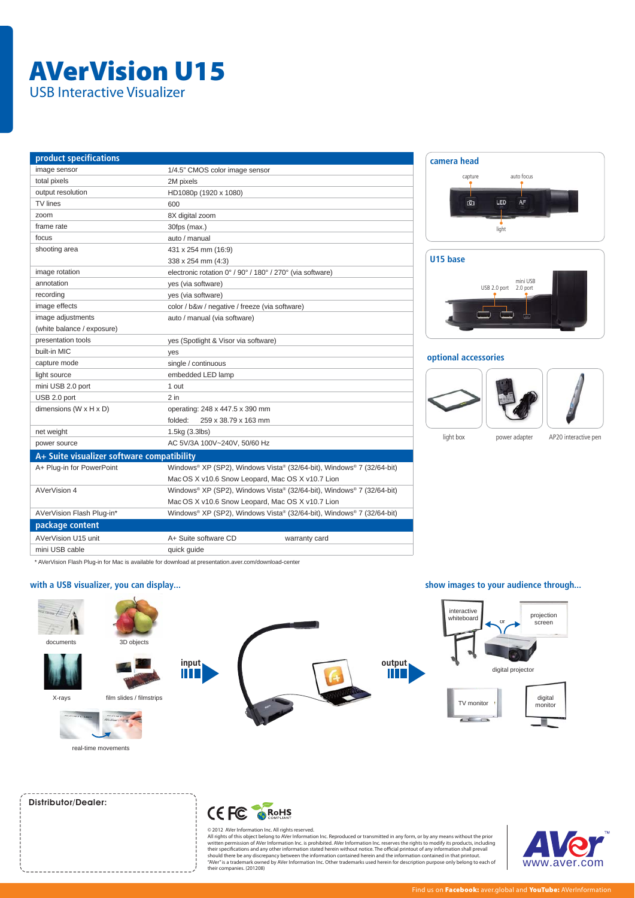# AVerVision U15

USB Interactive Visualizer

## product specifications

| | |
|---|---|
| image sensor | 1/4.5" CMOS color image sensor |
| total pixels | 2M pixels |
| output resolution | HD1080p (1920 x 1080) |
| TV lines | 600 |
| zoom | 8X digital zoom |
| frame rate | 30fps (max.) |
| focus | auto / manual |
| shooting area | 431 x 254 mm (16:9)<br>338 x 254 mm (4:3) |
| image rotation | electronic rotation 0° / 90° / 180° / 270° (via software) |
| annotation | yes (via software) |
| recording | yes (via software) |
| image effects | color / b&w / negative / freeze (via software) |
| image adjustments (white balance / exposure) | auto / manual (via software) |
| presentation tools | yes (Spotlight & Visor via software) |
| built-in MIC | yes |
| capture mode | single / continuous |
| light source | embedded LED lamp |
| mini USB 2.0 port | 1 out |
| USB 2.0 port | 2 in |
| dimensions (W x H x D) | operating: 248 x 447.5 x 390 mm<br>folded: 259 x 38.79 x 163 mm |
| net weight | 1.5kg (3.3lbs) |
| power source | AC 5V/3A 100V~240V, 50/60 Hz |

## A+ Suite visualizer software compatibility

| | |
|---|---|
| A+ Plug-in for PowerPoint | Windows® XP (SP2), Windows Vista® (32/64-bit), Windows® 7 (32/64-bit)<br>Mac OS X v10.6 Snow Leopard, Mac OS X v10.7 Lion |
| AVerVision 4 | Windows® XP (SP2), Windows Vista® (32/64-bit), Windows® 7 (32/64-bit)<br>Mac OS X v10.6 Snow Leopard, Mac OS X v10.7 Lion |
| AVerVision Flash Plug-in* | Windows® XP (SP2), Windows Vista® (32/64-bit), Windows® 7 (32/64-bit) |

## package content

| | | |
|---|---|---|
| AVerVision U15 unit | A+ Suite software CD | warranty card |
| mini USB cable | quick guide | |

* AVerVision Flash Plug-in for Mac is available for download at presentation.aver.com/download-center

## camera head

capture

auto focus

light

## U15 base

USB 2.0 port

mini USB 2.0 port

## optional accessories

light box

power adapter

AP20 interactive pen

## with a USB visualizer, you can display...

documents

3D objects

X-rays

film slides / filmstrips

real-time movements

input

output

## show images to your audience through...

interactive whiteboard

or

projection screen

digital projector

TV monitor

digital monitor

**Distributor/Dealer:**

© 2012 AVer Information Inc. All rights reserved.
All rights of this object belong to AVer Information Inc. Reproduced or transmitted in any form, or by any means without the prior written permission of AVer Information Inc. is prohibited. AVer Information Inc. reserves the rights to modify its products, including their specifications and any other information stated herein without notice. The official printout of any information shall prevail should there be any discrepancy between the information contained herein and the information contained in that printout. "AVer" is a trademark owned by AVer Information Inc. Other trademarks used herein for description purpose only belong to each of their companies. (201208)

www.aver.com

Find us on **Facebook:** aver.global and **YouTube:** AVerInformation